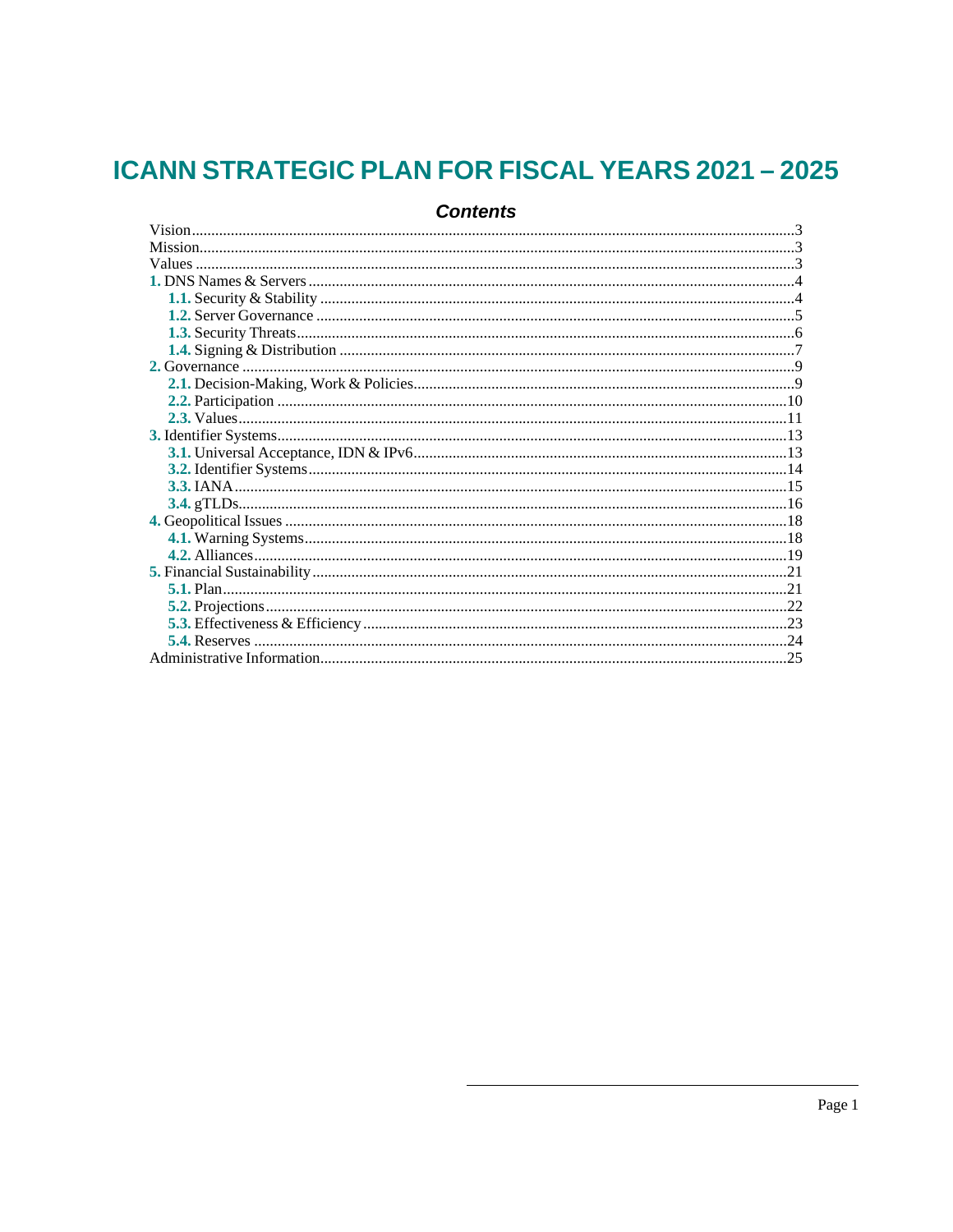# ICANN STRATEGIC PLAN FOR FISCAL YEARS 2021 – 2025

## Contents

Vision.......................................................................................................................3
Mission......................................................................................................................3
Values .......................................................................................................................3
**1.** DNS Names & Servers ...........................................................................................4
  **1.1.** Security & Stability ...........................................................................................4
  **1.2.** Server Governance ...........................................................................................5
  **1.3.** Security Threats................................................................................................6
  **1.4.** Signing & Distribution .......................................................................................7
**2.** Governance ...........................................................................................................9
  **2.1.** Decision-Making, Work & Policies.....................................................................9
  **2.2.** Participation ...................................................................................................10
  **2.3.** Values.............................................................................................................11
**3.** Identifier Systems.................................................................................................13
  **3.1.** Universal Acceptance, IDN & IPv6..................................................................13
  **3.2.** Identifier Systems...........................................................................................14
  **3.3.** IANA..............................................................................................................15
  **3.4.** gTLDs.............................................................................................................16
**4.** Geopolitical Issues ...............................................................................................18
  **4.1.** Warning Systems............................................................................................18
  **4.2.** Alliances.........................................................................................................19
**5.** Financial Sustainability.........................................................................................21
  **5.1.** Plan................................................................................................................21
  **5.2.** Projections......................................................................................................22
  **5.3.** Effectiveness & Efficiency...............................................................................23
  **5.4.** Reserves .........................................................................................................24
Administrative Information.......................................................................................25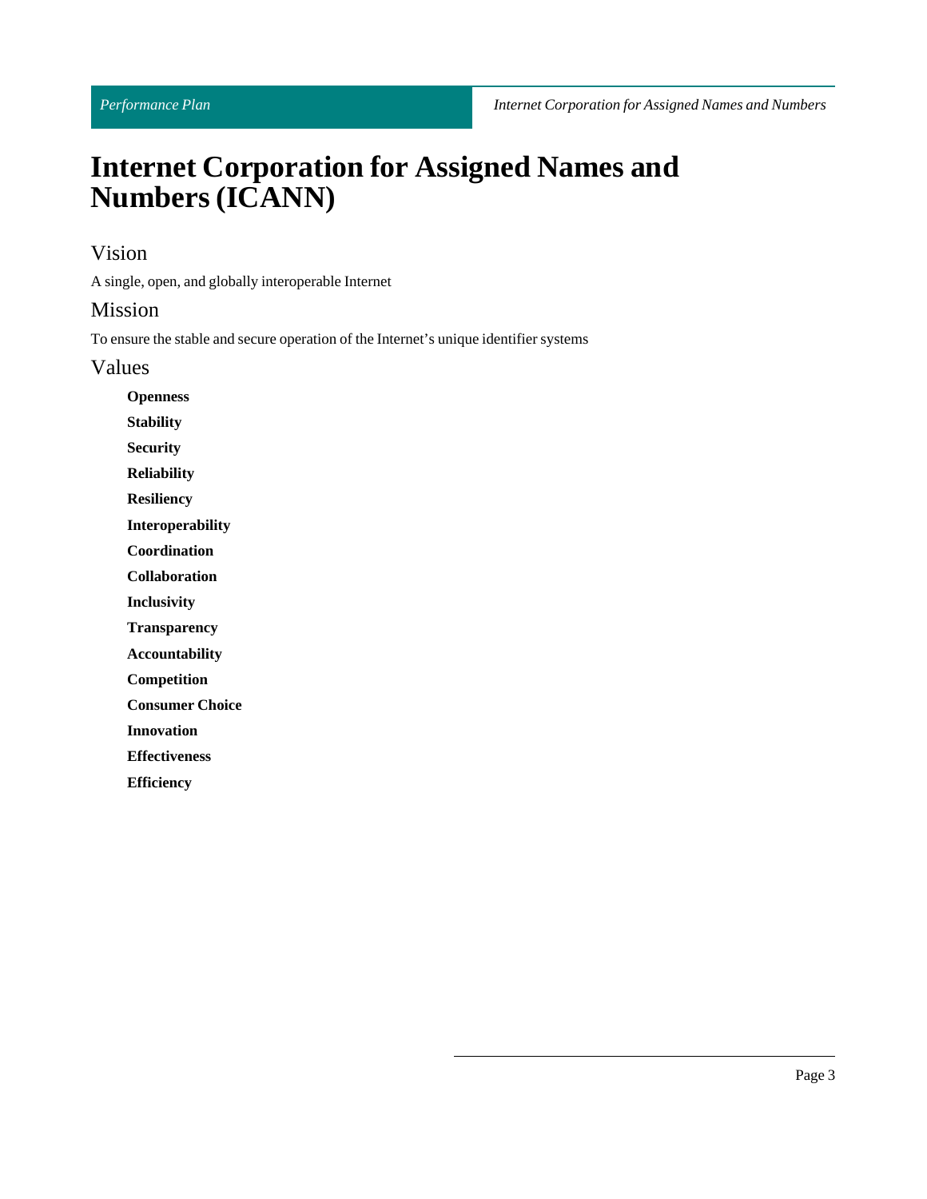# Internet Corporation for Assigned Names and Numbers (ICANN)

## Vision

A single, open, and globally interoperable Internet

## Mission

To ensure the stable and secure operation of the Internet's unique identifier systems

## Values

**Openness**

**Stability**

**Security**

**Reliability**

**Resiliency**

**Interoperability**

**Coordination**

**Collaboration**

**Inclusivity**

**Transparency**

**Accountability**

**Competition**

**Consumer Choice**

**Innovation**

**Effectiveness**

**Efficiency**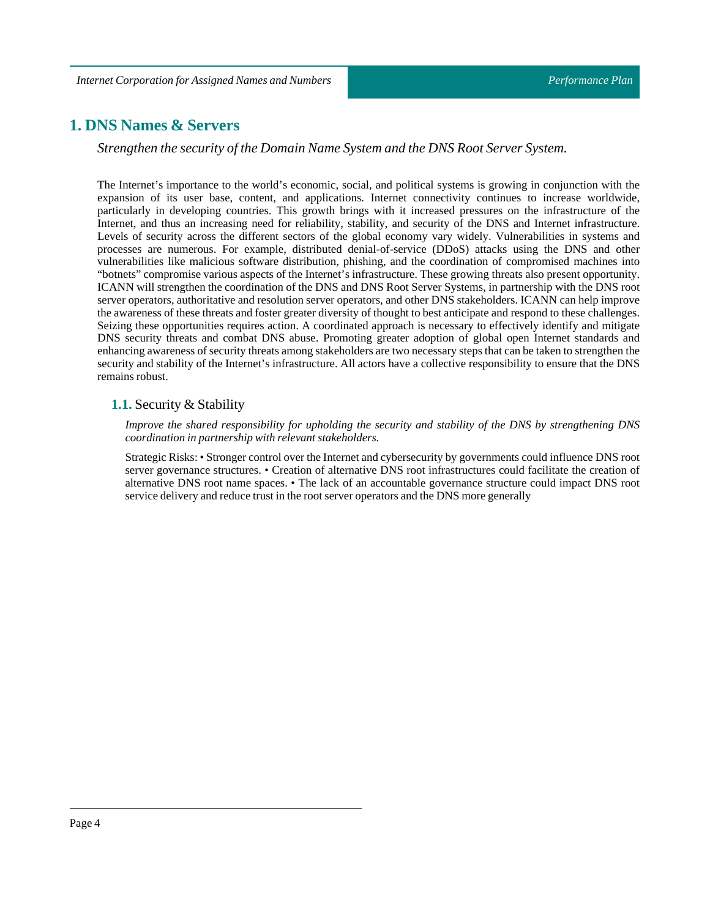# 1. DNS Names & Servers

*Strengthen the security of the Domain Name System and the DNS Root Server System.*

The Internet's importance to the world's economic, social, and political systems is growing in conjunction with the expansion of its user base, content, and applications. Internet connectivity continues to increase worldwide, particularly in developing countries. This growth brings with it increased pressures on the infrastructure of the Internet, and thus an increasing need for reliability, stability, and security of the DNS and Internet infrastructure. Levels of security across the different sectors of the global economy vary widely. Vulnerabilities in systems and processes are numerous. For example, distributed denial-of-service (DDoS) attacks using the DNS and other vulnerabilities like malicious software distribution, phishing, and the coordination of compromised machines into "botnets" compromise various aspects of the Internet's infrastructure. These growing threats also present opportunity. ICANN will strengthen the coordination of the DNS and DNS Root Server Systems, in partnership with the DNS root server operators, authoritative and resolution server operators, and other DNS stakeholders. ICANN can help improve the awareness of these threats and foster greater diversity of thought to best anticipate and respond to these challenges. Seizing these opportunities requires action. A coordinated approach is necessary to effectively identify and mitigate DNS security threats and combat DNS abuse. Promoting greater adoption of global open Internet standards and enhancing awareness of security threats among stakeholders are two necessary steps that can be taken to strengthen the security and stability of the Internet's infrastructure. All actors have a collective responsibility to ensure that the DNS remains robust.

## 1.1. Security & Stability

*Improve the shared responsibility for upholding the security and stability of the DNS by strengthening DNS coordination in partnership with relevant stakeholders.*

Strategic Risks: • Stronger control over the Internet and cybersecurity by governments could influence DNS root server governance structures. • Creation of alternative DNS root infrastructures could facilitate the creation of alternative DNS root name spaces. • The lack of an accountable governance structure could impact DNS root service delivery and reduce trust in the root server operators and the DNS more generally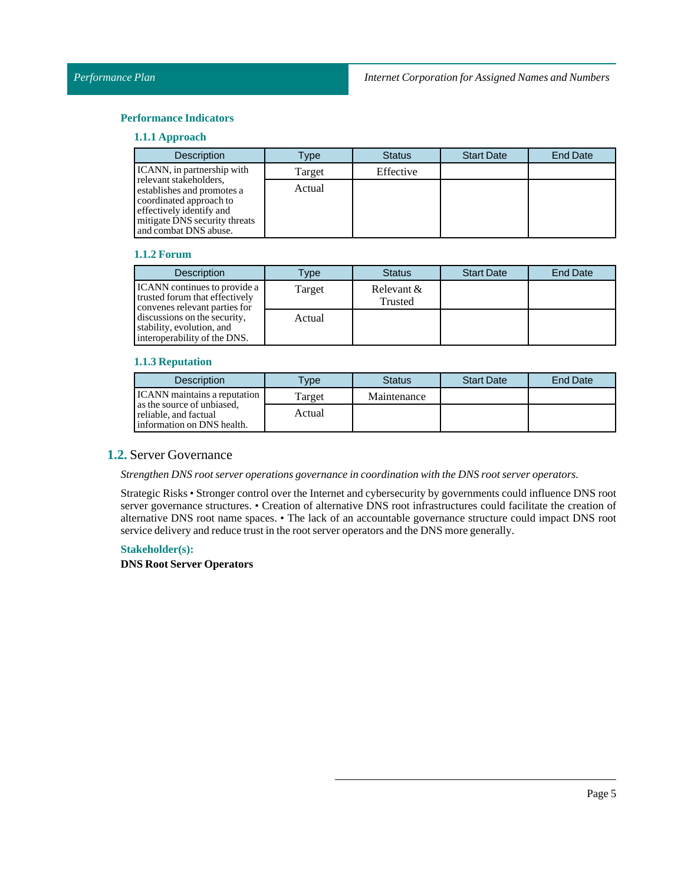### Performance Indicators

#### 1.1.1 Approach

| Description | Type | Status | Start Date | End Date |
|---|---|---|---|---|
| ICANN, in partnership with relevant stakeholders, establishes and promotes a coordinated approach to effectively identify and mitigate DNS security threats and combat DNS abuse. | Target | Effective | | |
| | Actual | | | |

#### 1.1.2 Forum

| Description | Type | Status | Start Date | End Date |
|---|---|---|---|---|
| ICANN continues to provide a trusted forum that effectively convenes relevant parties for discussions on the security, stability, evolution, and interoperability of the DNS. | Target | Relevant & Trusted | | |
| | Actual | | | |

#### 1.1.3 Reputation

| Description | Type | Status | Start Date | End Date |
|---|---|---|---|---|
| ICANN maintains a reputation as the source of unbiased, reliable, and factual information on DNS health. | Target | Maintenance | | |
| | Actual | | | |

## 1.2. Server Governance

*Strengthen DNS root server operations governance in coordination with the DNS root server operators.*

Strategic Risks • Stronger control over the Internet and cybersecurity by governments could influence DNS root server governance structures. • Creation of alternative DNS root infrastructures could facilitate the creation of alternative DNS root name spaces. • The lack of an accountable governance structure could impact DNS root service delivery and reduce trust in the root server operators and the DNS more generally.

**Stakeholder(s):**

**DNS Root Server Operators**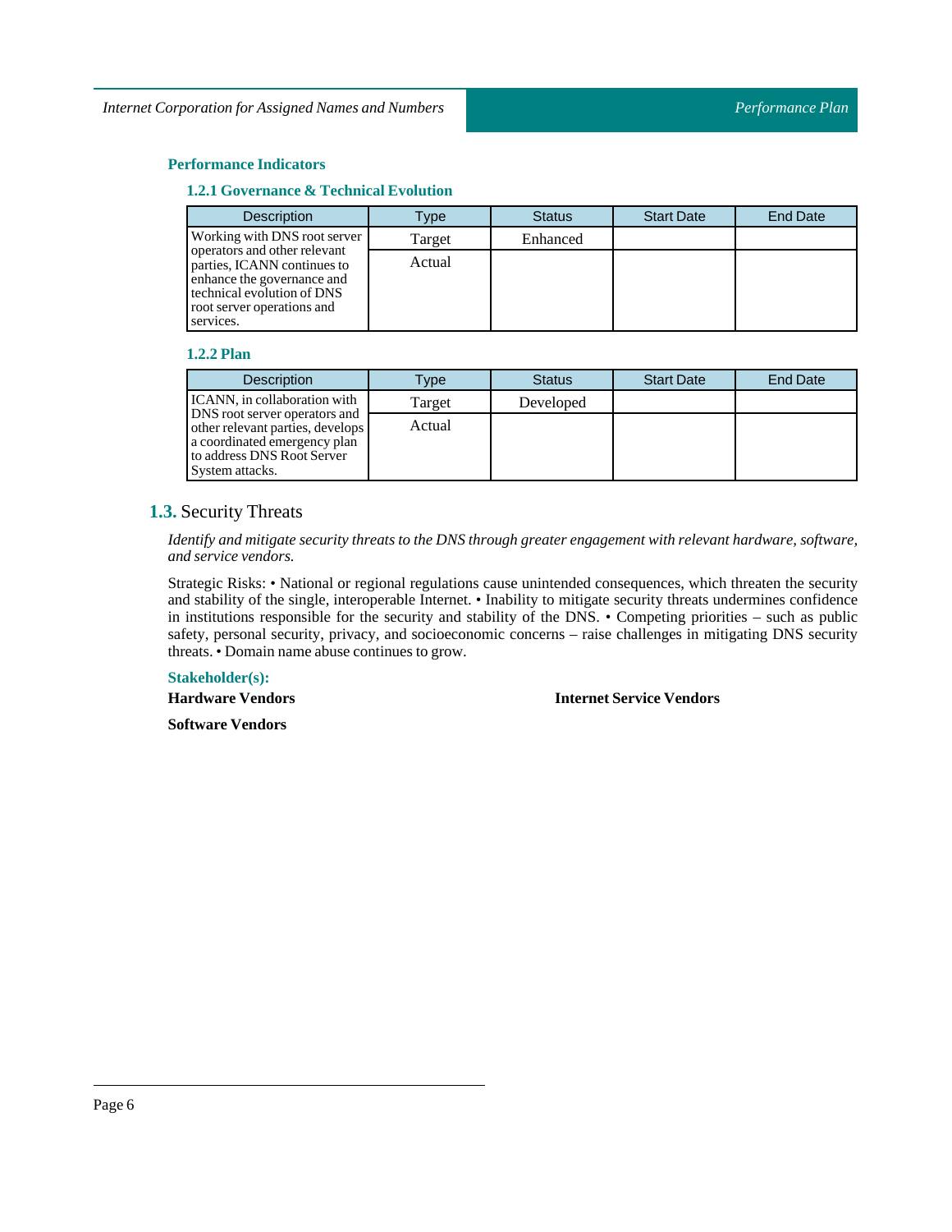#### Performance Indicators

##### 1.2.1 Governance & Technical Evolution

| Description | Type | Status | Start Date | End Date |
|---|---|---|---|---|
| Working with DNS root server operators and other relevant parties, ICANN continues to enhance the governance and technical evolution of DNS root server operations and services. | Target | Enhanced | | |
| | Actual | | | |

##### 1.2.2 Plan

| Description | Type | Status | Start Date | End Date |
|---|---|---|---|---|
| ICANN, in collaboration with DNS root server operators and other relevant parties, develops a coordinated emergency plan to address DNS Root Server System attacks. | Target | Developed | | |
| | Actual | | | |

### 1.3. Security Threats

*Identify and mitigate security threats to the DNS through greater engagement with relevant hardware, software, and service vendors.*

Strategic Risks: • National or regional regulations cause unintended consequences, which threaten the security and stability of the single, interoperable Internet. • Inability to mitigate security threats undermines confidence in institutions responsible for the security and stability of the DNS. • Competing priorities – such as public safety, personal security, privacy, and socioeconomic concerns – raise challenges in mitigating DNS security threats. • Domain name abuse continues to grow.

#### Stakeholder(s):

**Hardware Vendors**

**Internet Service Vendors**

**Software Vendors**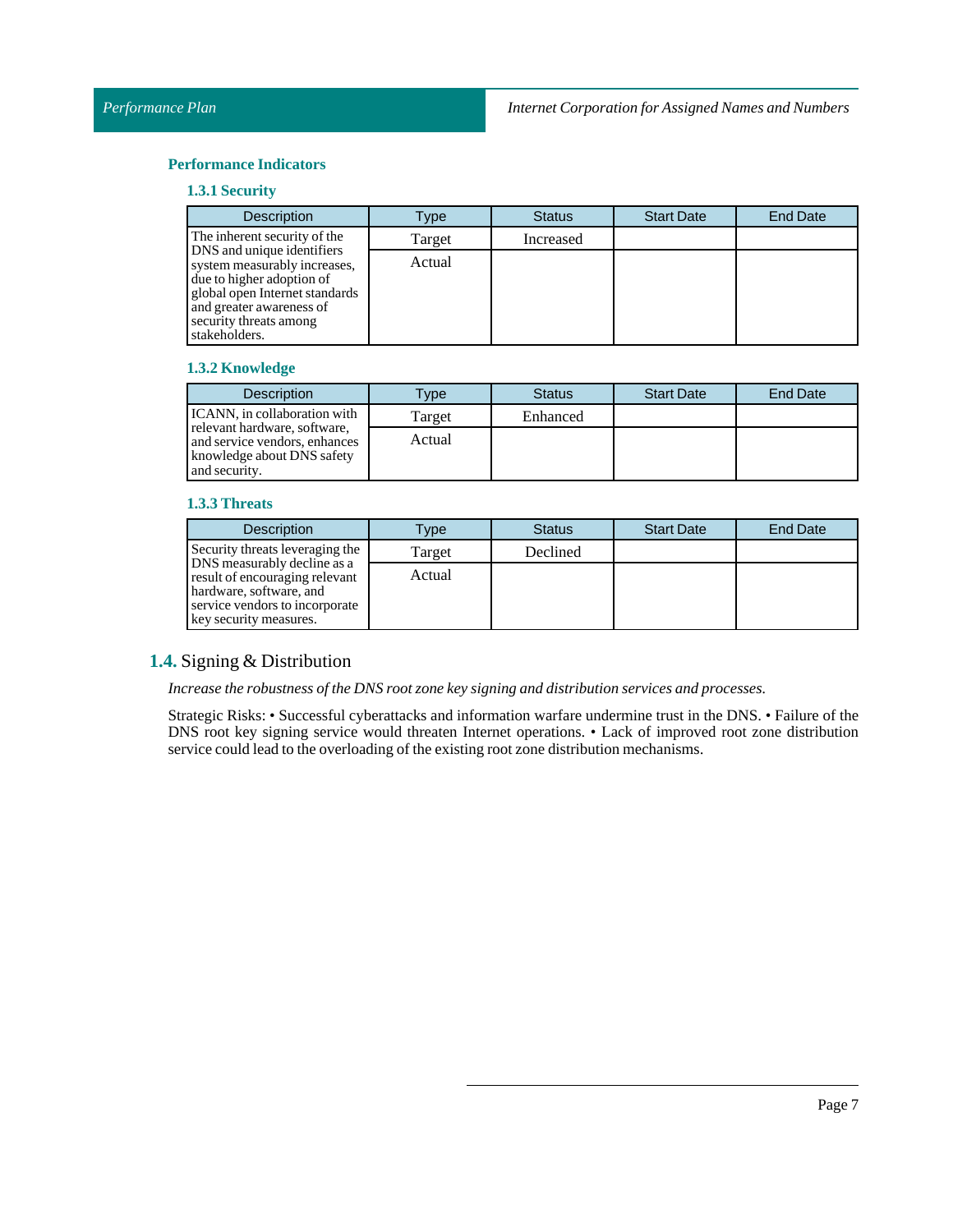### Performance Indicators

#### 1.3.1 Security

| Description | Type | Status | Start Date | End Date |
|---|---|---|---|---|
| The inherent security of the DNS and unique identifiers system measurably increases, due to higher adoption of global open Internet standards and greater awareness of security threats among stakeholders. | Target | Increased | | |
| | Actual | | | |

#### 1.3.2 Knowledge

| Description | Type | Status | Start Date | End Date |
|---|---|---|---|---|
| ICANN, in collaboration with relevant hardware, software, and service vendors, enhances knowledge about DNS safety and security. | Target | Enhanced | | |
| | Actual | | | |

#### 1.3.3 Threats

| Description | Type | Status | Start Date | End Date |
|---|---|---|---|---|
| Security threats leveraging the DNS measurably decline as a result of encouraging relevant hardware, software, and service vendors to incorporate key security measures. | Target | Declined | | |
| | Actual | | | |

## 1.4. Signing & Distribution

*Increase the robustness of the DNS root zone key signing and distribution services and processes.*

Strategic Risks: • Successful cyberattacks and information warfare undermine trust in the DNS. • Failure of the DNS root key signing service would threaten Internet operations. • Lack of improved root zone distribution service could lead to the overloading of the existing root zone distribution mechanisms.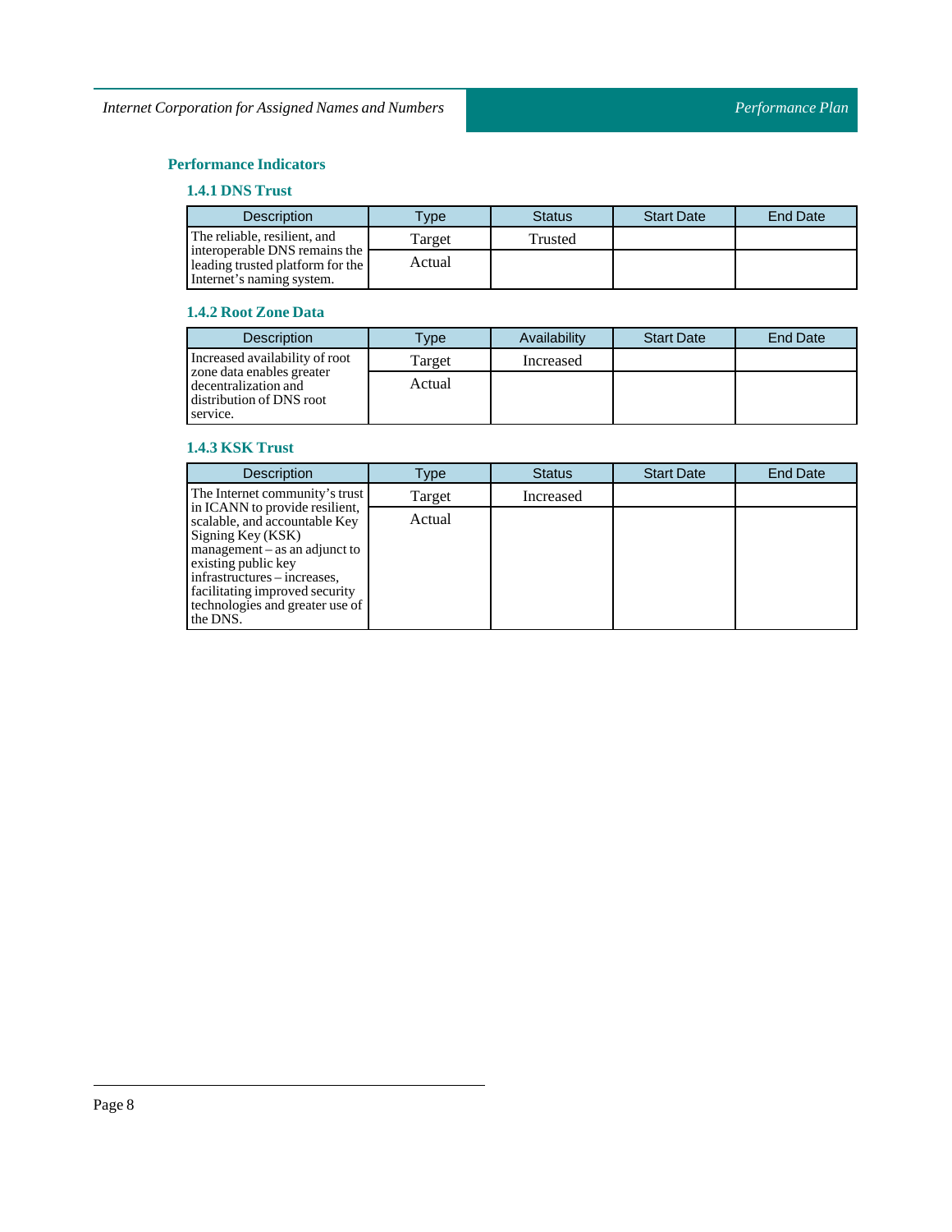## Performance Indicators

### 1.4.1 DNS Trust

| Description | Type | Status | Start Date | End Date |
|---|---|---|---|---|
| The reliable, resilient, and interoperable DNS remains the leading trusted platform for the Internet's naming system. | Target | Trusted | | |
| | Actual | | | |

### 1.4.2 Root Zone Data

| Description | Type | Availability | Start Date | End Date |
|---|---|---|---|---|
| Increased availability of root zone data enables greater decentralization and distribution of DNS root service. | Target | Increased | | |
| | Actual | | | |

### 1.4.3 KSK Trust

| Description | Type | Status | Start Date | End Date |
|---|---|---|---|---|
| The Internet community's trust in ICANN to provide resilient, scalable, and accountable Key Signing Key (KSK) management – as an adjunct to existing public key infrastructures – increases, facilitating improved security technologies and greater use of the DNS. | Target | Increased | | |
| | Actual | | | |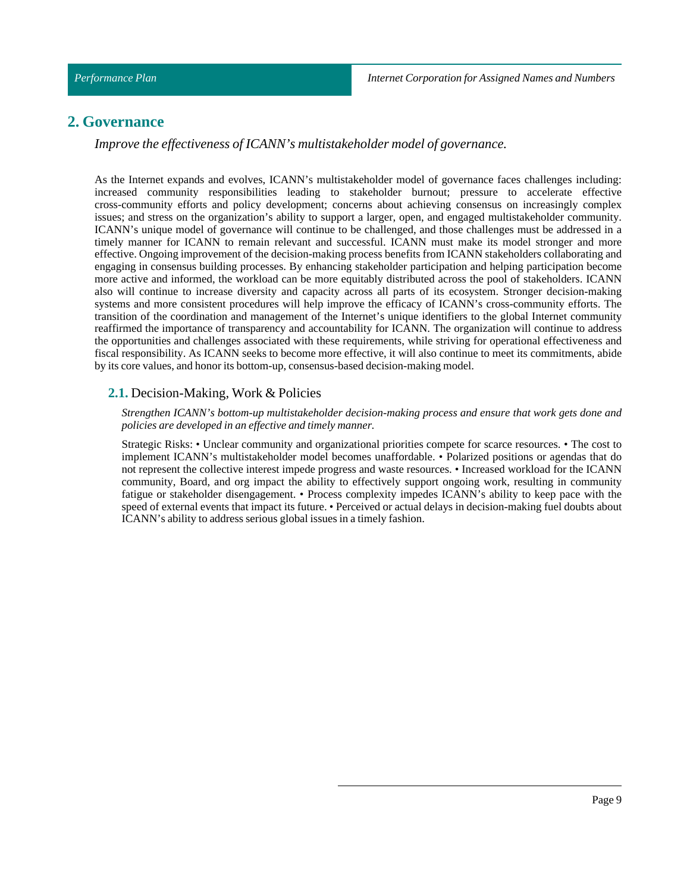## 2. Governance

*Improve the effectiveness of ICANN's multistakeholder model of governance.*

As the Internet expands and evolves, ICANN's multistakeholder model of governance faces challenges including: increased community responsibilities leading to stakeholder burnout; pressure to accelerate effective cross-community efforts and policy development; concerns about achieving consensus on increasingly complex issues; and stress on the organization's ability to support a larger, open, and engaged multistakeholder community. ICANN's unique model of governance will continue to be challenged, and those challenges must be addressed in a timely manner for ICANN to remain relevant and successful. ICANN must make its model stronger and more effective. Ongoing improvement of the decision-making process benefits from ICANN stakeholders collaborating and engaging in consensus building processes. By enhancing stakeholder participation and helping participation become more active and informed, the workload can be more equitably distributed across the pool of stakeholders. ICANN also will continue to increase diversity and capacity across all parts of its ecosystem. Stronger decision-making systems and more consistent procedures will help improve the efficacy of ICANN's cross-community efforts. The transition of the coordination and management of the Internet's unique identifiers to the global Internet community reaffirmed the importance of transparency and accountability for ICANN. The organization will continue to address the opportunities and challenges associated with these requirements, while striving for operational effectiveness and fiscal responsibility. As ICANN seeks to become more effective, it will also continue to meet its commitments, abide by its core values, and honor its bottom-up, consensus-based decision-making model.

### 2.1. Decision-Making, Work & Policies

*Strengthen ICANN's bottom-up multistakeholder decision-making process and ensure that work gets done and policies are developed in an effective and timely manner.*

Strategic Risks: • Unclear community and organizational priorities compete for scarce resources. • The cost to implement ICANN's multistakeholder model becomes unaffordable. • Polarized positions or agendas that do not represent the collective interest impede progress and waste resources. • Increased workload for the ICANN community, Board, and org impact the ability to effectively support ongoing work, resulting in community fatigue or stakeholder disengagement. • Process complexity impedes ICANN's ability to keep pace with the speed of external events that impact its future. • Perceived or actual delays in decision-making fuel doubts about ICANN's ability to address serious global issues in a timely fashion.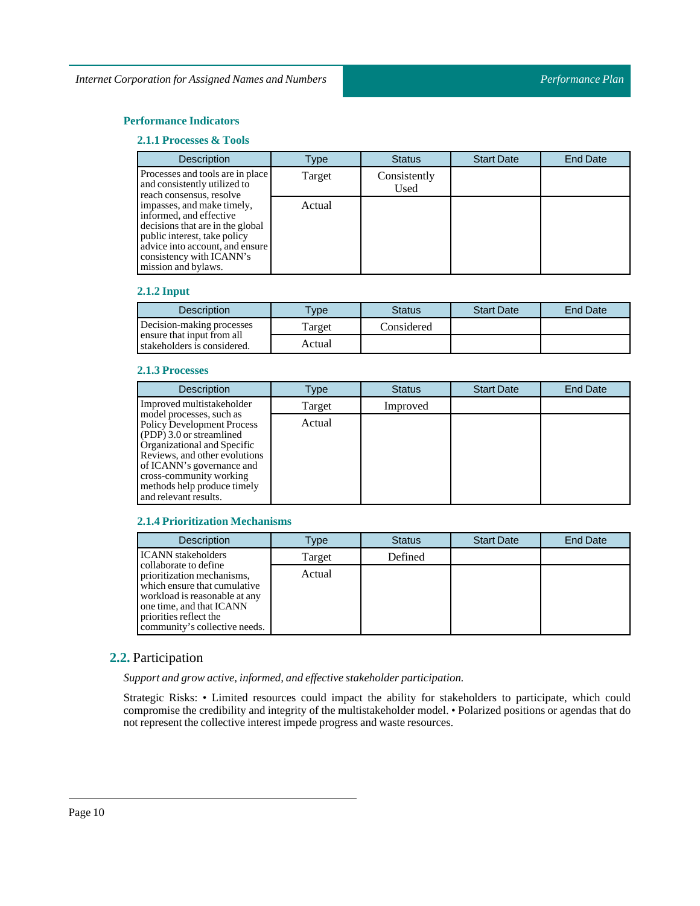### Performance Indicators

#### 2.1.1 Processes & Tools

| Description | Type | Status | Start Date | End Date |
| --- | --- | --- | --- | --- |
| Processes and tools are in place and consistently utilized to reach consensus, resolve impasses, and make timely, informed, and effective decisions that are in the global public interest, take policy advice into account, and ensure consistency with ICANN's mission and bylaws. | Target | Consistently Used | | |
| | Actual | | | |

#### 2.1.2 Input

| Description | Type | Status | Start Date | End Date |
| --- | --- | --- | --- | --- |
| Decision-making processes ensure that input from all stakeholders is considered. | Target | Considered | | |
| | Actual | | | |

#### 2.1.3 Processes

| Description | Type | Status | Start Date | End Date |
| --- | --- | --- | --- | --- |
| Improved multistakeholder model processes, such as Policy Development Process (PDP) 3.0 or streamlined Organizational and Specific Reviews, and other evolutions of ICANN's governance and cross-community working methods help produce timely and relevant results. | Target | Improved | | |
| | Actual | | | |

#### 2.1.4 Prioritization Mechanisms

| Description | Type | Status | Start Date | End Date |
| --- | --- | --- | --- | --- |
| ICANN stakeholders collaborate to define prioritization mechanisms, which ensure that cumulative workload is reasonable at any one time, and that ICANN priorities reflect the community's collective needs. | Target | Defined | | |
| | Actual | | | |

## 2.2. Participation

*Support and grow active, informed, and effective stakeholder participation.*

Strategic Risks: • Limited resources could impact the ability for stakeholders to participate, which could compromise the credibility and integrity of the multistakeholder model. • Polarized positions or agendas that do not represent the collective interest impede progress and waste resources.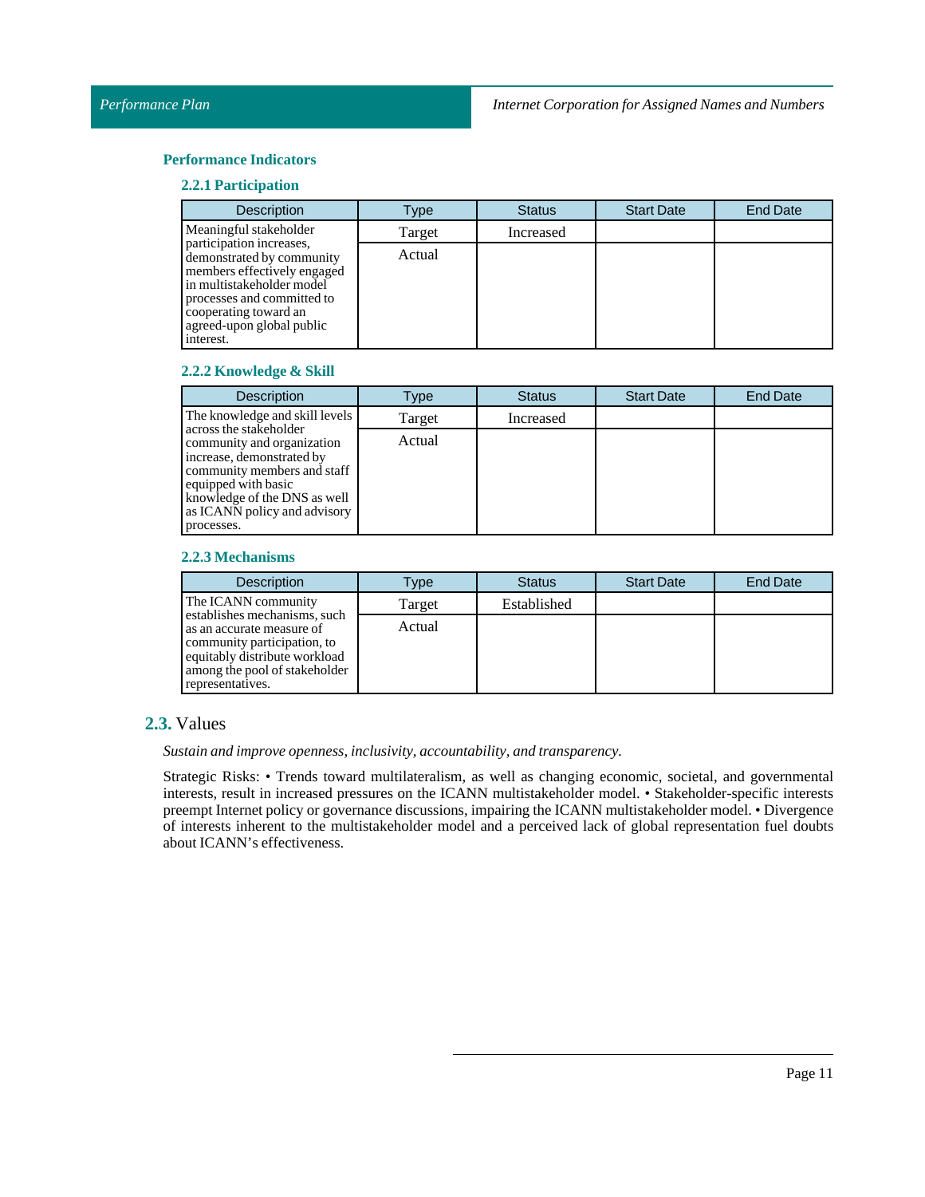### Performance Indicators

#### 2.2.1 Participation

| Description | Type | Status | Start Date | End Date |
|---|---|---|---|---|
| Meaningful stakeholder participation increases, demonstrated by community members effectively engaged in multistakeholder model processes and committed to cooperating toward an agreed-upon global public interest. | Target | Increased | | |
| | Actual | | | |

#### 2.2.2 Knowledge & Skill

| Description | Type | Status | Start Date | End Date |
|---|---|---|---|---|
| The knowledge and skill levels across the stakeholder community and organization increase, demonstrated by community members and staff equipped with basic knowledge of the DNS as well as ICANN policy and advisory processes. | Target | Increased | | |
| | Actual | | | |

#### 2.2.3 Mechanisms

| Description | Type | Status | Start Date | End Date |
|---|---|---|---|---|
| The ICANN community establishes mechanisms, such as an accurate measure of community participation, to equitably distribute workload among the pool of stakeholder representatives. | Target | Established | | |
| | Actual | | | |

## 2.3. Values

*Sustain and improve openness, inclusivity, accountability, and transparency.*

Strategic Risks: • Trends toward multilateralism, as well as changing economic, societal, and governmental interests, result in increased pressures on the ICANN multistakeholder model. • Stakeholder-specific interests preempt Internet policy or governance discussions, impairing the ICANN multistakeholder model. • Divergence of interests inherent to the multistakeholder model and a perceived lack of global representation fuel doubts about ICANN's effectiveness.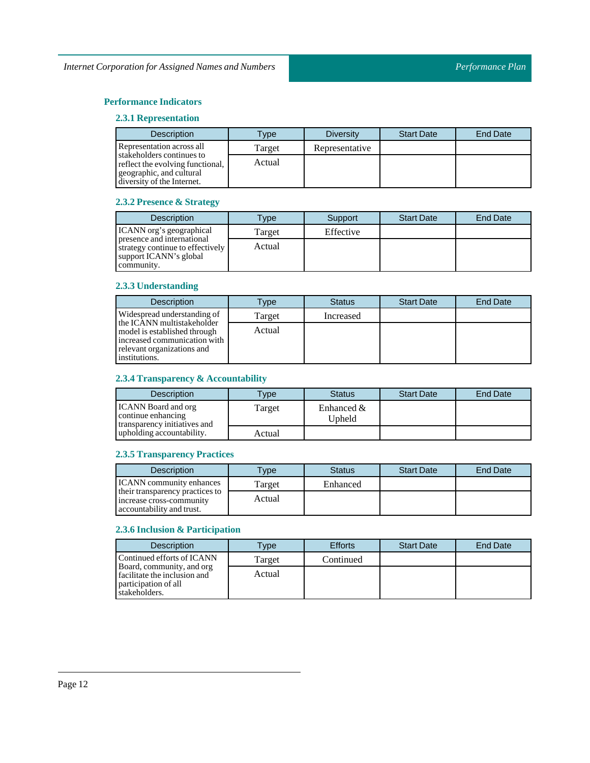### Performance Indicators

#### 2.3.1 Representation

| Description | Type | Diversity | Start Date | End Date |
|---|---|---|---|---|
| Representation across all stakeholders continues to reflect the evolving functional, geographic, and cultural diversity of the Internet. | Target | Representative | | |
| | Actual | | | |

#### 2.3.2 Presence & Strategy

| Description | Type | Support | Start Date | End Date |
|---|---|---|---|---|
| ICANN org's geographical presence and international strategy continue to effectively support ICANN's global community. | Target | Effective | | |
| | Actual | | | |

#### 2.3.3 Understanding

| Description | Type | Status | Start Date | End Date |
|---|---|---|---|---|
| Widespread understanding of the ICANN multistakeholder model is established through increased communication with relevant organizations and institutions. | Target | Increased | | |
| | Actual | | | |

#### 2.3.4 Transparency & Accountability

| Description | Type | Status | Start Date | End Date |
|---|---|---|---|---|
| ICANN Board and org continue enhancing transparency initiatives and upholding accountability. | Target | Enhanced & Upheld | | |
| | Actual | | | |

#### 2.3.5 Transparency Practices

| Description | Type | Status | Start Date | End Date |
|---|---|---|---|---|
| ICANN community enhances their transparency practices to increase cross-community accountability and trust. | Target | Enhanced | | |
| | Actual | | | |

#### 2.3.6 Inclusion & Participation

| Description | Type | Efforts | Start Date | End Date |
|---|---|---|---|---|
| Continued efforts of ICANN Board, community, and org facilitate the inclusion and participation of all stakeholders. | Target | Continued | | |
| | Actual | | | |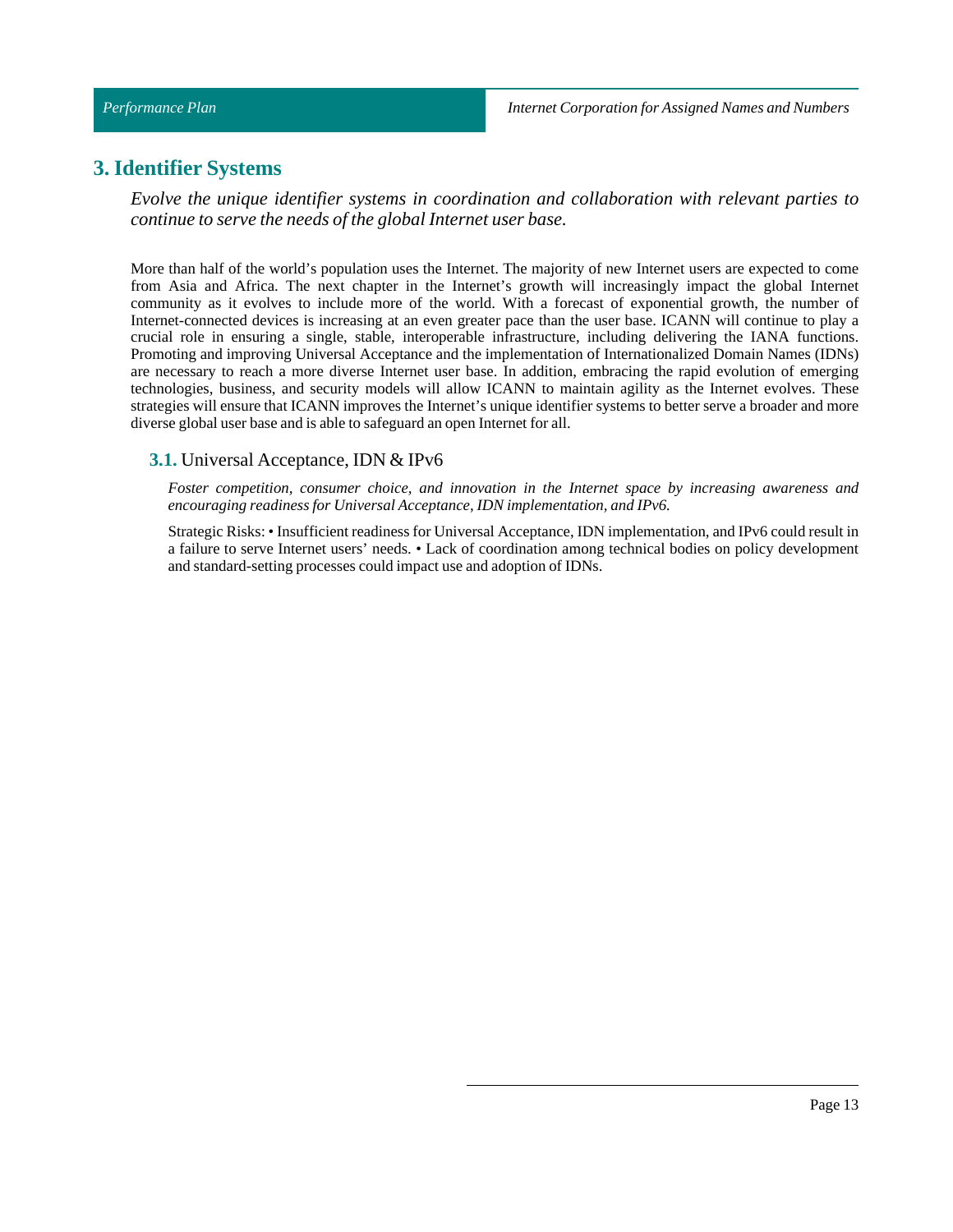## 3. Identifier Systems

*Evolve the unique identifier systems in coordination and collaboration with relevant parties to continue to serve the needs of the global Internet user base.*

More than half of the world's population uses the Internet. The majority of new Internet users are expected to come from Asia and Africa. The next chapter in the Internet's growth will increasingly impact the global Internet community as it evolves to include more of the world. With a forecast of exponential growth, the number of Internet-connected devices is increasing at an even greater pace than the user base. ICANN will continue to play a crucial role in ensuring a single, stable, interoperable infrastructure, including delivering the IANA functions. Promoting and improving Universal Acceptance and the implementation of Internationalized Domain Names (IDNs) are necessary to reach a more diverse Internet user base. In addition, embracing the rapid evolution of emerging technologies, business, and security models will allow ICANN to maintain agility as the Internet evolves. These strategies will ensure that ICANN improves the Internet's unique identifier systems to better serve a broader and more diverse global user base and is able to safeguard an open Internet for all.

### 3.1. Universal Acceptance, IDN & IPv6

*Foster competition, consumer choice, and innovation in the Internet space by increasing awareness and encouraging readiness for Universal Acceptance, IDN implementation, and IPv6.*

Strategic Risks: • Insufficient readiness for Universal Acceptance, IDN implementation, and IPv6 could result in a failure to serve Internet users' needs. • Lack of coordination among technical bodies on policy development and standard-setting processes could impact use and adoption of IDNs.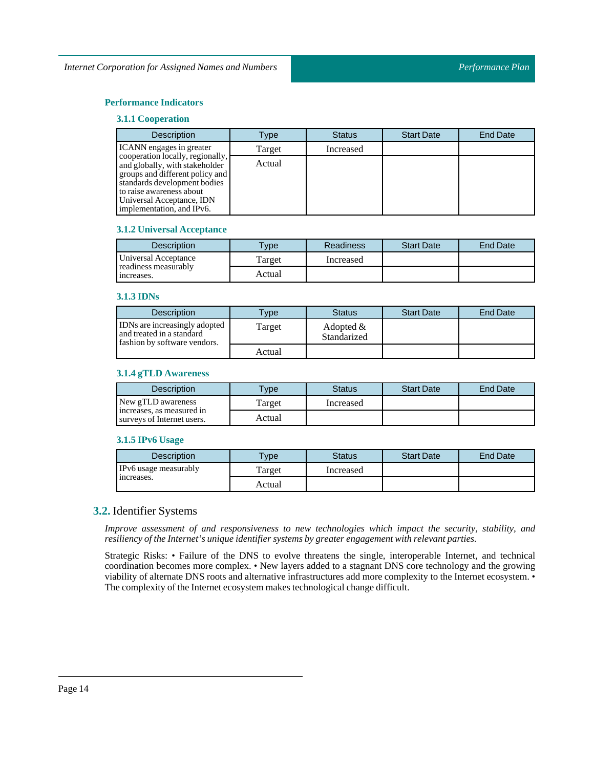### Performance Indicators

#### 3.1.1 Cooperation

| Description | Type | Status | Start Date | End Date |
|---|---|---|---|---|
| ICANN engages in greater cooperation locally, regionally, and globally, with stakeholder groups and different policy and standards development bodies to raise awareness about Universal Acceptance, IDN implementation, and IPv6. | Target | Increased | | |
| | Actual | | | |

#### 3.1.2 Universal Acceptance

| Description | Type | Readiness | Start Date | End Date |
|---|---|---|---|---|
| Universal Acceptance readiness measurably increases. | Target | Increased | | |
| | Actual | | | |

#### 3.1.3 IDNs

| Description | Type | Status | Start Date | End Date |
|---|---|---|---|---|
| IDNs are increasingly adopted and treated in a standard fashion by software vendors. | Target | Adopted & Standarized | | |
| | Actual | | | |

#### 3.1.4 gTLD Awareness

| Description | Type | Status | Start Date | End Date |
|---|---|---|---|---|
| New gTLD awareness increases, as measured in surveys of Internet users. | Target | Increased | | |
| | Actual | | | |

#### 3.1.5 IPv6 Usage

| Description | Type | Status | Start Date | End Date |
|---|---|---|---|---|
| IPv6 usage measurably increases. | Target | Increased | | |
| | Actual | | | |

## 3.2. Identifier Systems

*Improve assessment of and responsiveness to new technologies which impact the security, stability, and resiliency of the Internet's unique identifier systems by greater engagement with relevant parties.*

Strategic Risks: • Failure of the DNS to evolve threatens the single, interoperable Internet, and technical coordination becomes more complex. • New layers added to a stagnant DNS core technology and the growing viability of alternate DNS roots and alternative infrastructures add more complexity to the Internet ecosystem. • The complexity of the Internet ecosystem makes technological change difficult.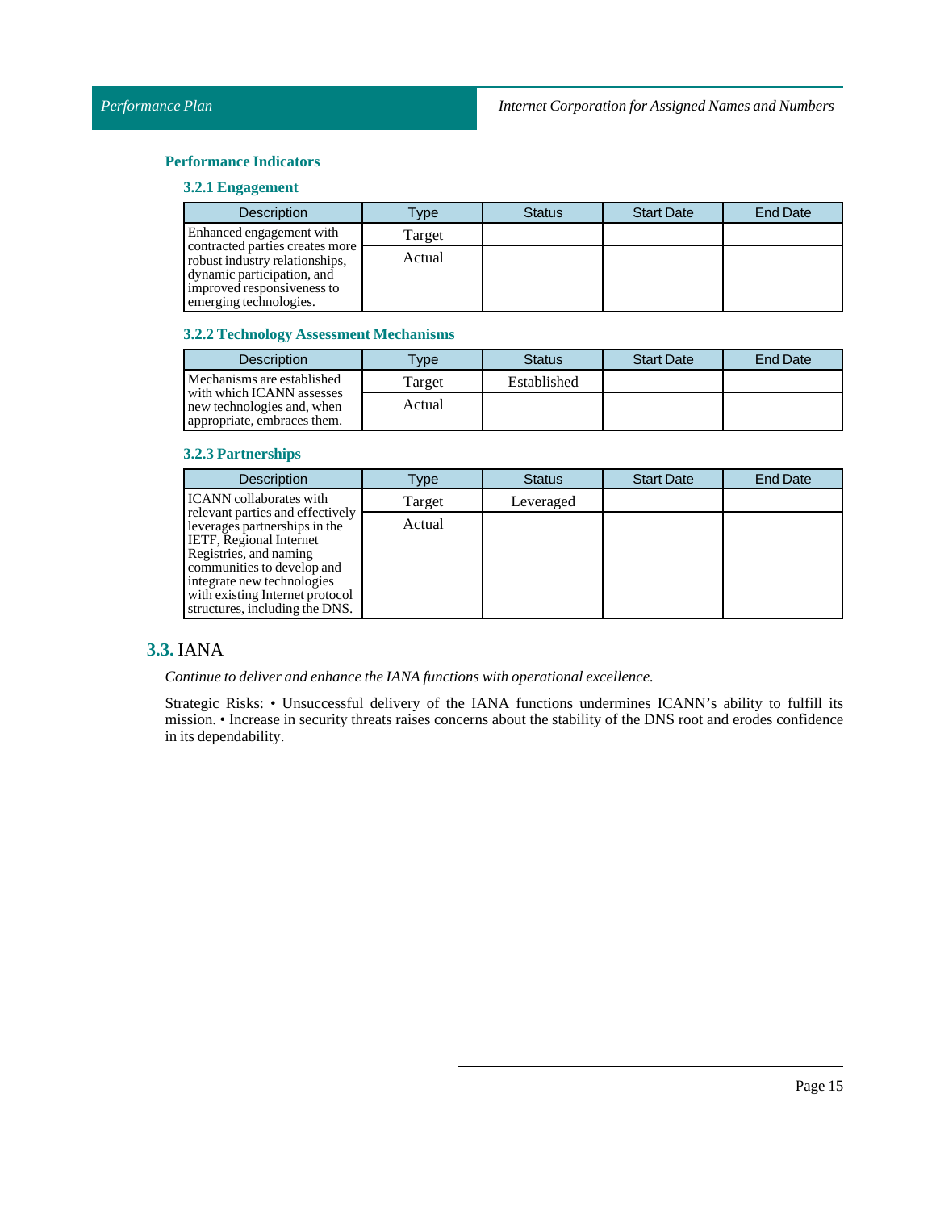### Performance Indicators

#### 3.2.1 Engagement

| Description | Type | Status | Start Date | End Date |
|---|---|---|---|---|
| Enhanced engagement with contracted parties creates more robust industry relationships, dynamic participation, and improved responsiveness to emerging technologies. | Target | | | |
| | Actual | | | |

#### 3.2.2 Technology Assessment Mechanisms

| Description | Type | Status | Start Date | End Date |
|---|---|---|---|---|
| Mechanisms are established with which ICANN assesses new technologies and, when appropriate, embraces them. | Target | Established | | |
| | Actual | | | |

#### 3.2.3 Partnerships

| Description | Type | Status | Start Date | End Date |
|---|---|---|---|---|
| ICANN collaborates with relevant parties and effectively leverages partnerships in the IETF, Regional Internet Registries, and naming communities to develop and integrate new technologies with existing Internet protocol structures, including the DNS. | Target | Leveraged | | |
| | Actual | | | |

## 3.3. IANA

*Continue to deliver and enhance the IANA functions with operational excellence.*

Strategic Risks: • Unsuccessful delivery of the IANA functions undermines ICANN's ability to fulfill its mission. • Increase in security threats raises concerns about the stability of the DNS root and erodes confidence in its dependability.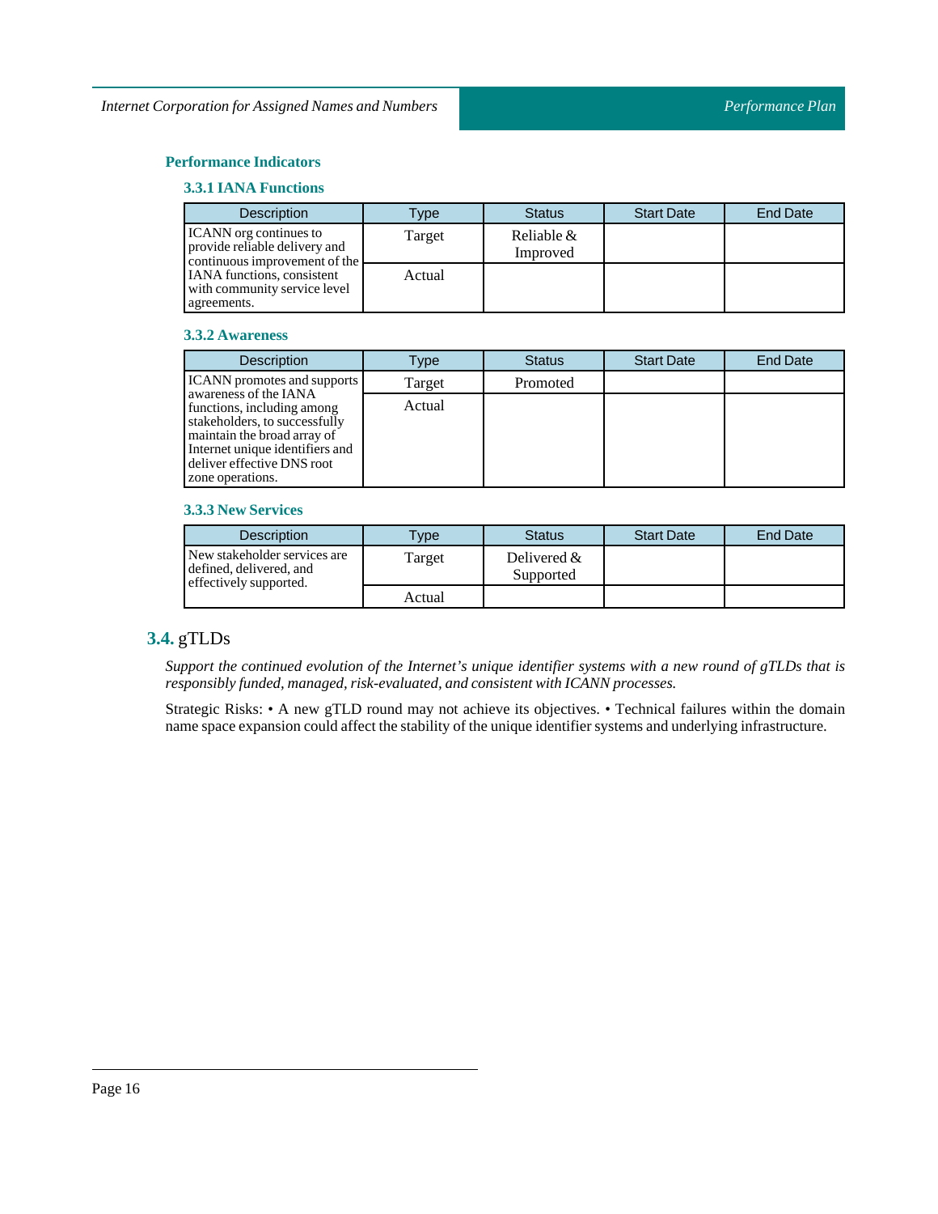#### Performance Indicators

##### 3.3.1 IANA Functions

| Description | Type | Status | Start Date | End Date |
|---|---|---|---|---|
| ICANN org continues to provide reliable delivery and continuous improvement of the IANA functions, consistent with community service level agreements. | Target | Reliable & Improved | | |
| | Actual | | | |

##### 3.3.2 Awareness

| Description | Type | Status | Start Date | End Date |
|---|---|---|---|---|
| ICANN promotes and supports awareness of the IANA functions, including among stakeholders, to successfully maintain the broad array of Internet unique identifiers and deliver effective DNS root zone operations. | Target | Promoted | | |
| | Actual | | | |

##### 3.3.3 New Services

| Description | Type | Status | Start Date | End Date |
|---|---|---|---|---|
| New stakeholder services are defined, delivered, and effectively supported. | Target | Delivered & Supported | | |
| | Actual | | | |

## 3.4. gTLDs

*Support the continued evolution of the Internet's unique identifier systems with a new round of gTLDs that is responsibly funded, managed, risk-evaluated, and consistent with ICANN processes.*

Strategic Risks: • A new gTLD round may not achieve its objectives. • Technical failures within the domain name space expansion could affect the stability of the unique identifier systems and underlying infrastructure.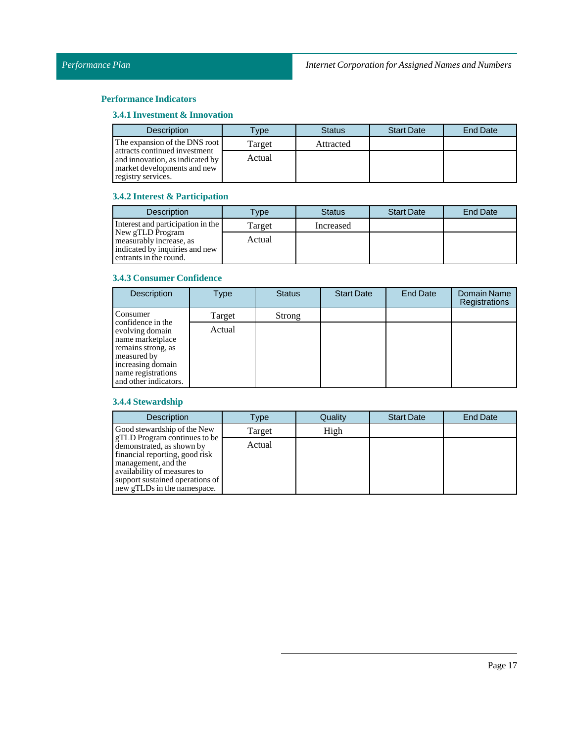## Performance Indicators

### 3.4.1 Investment & Innovation

| Description | Type | Status | Start Date | End Date |
|---|---|---|---|---|
| The expansion of the DNS root attracts continued investment and innovation, as indicated by market developments and new registry services. | Target | Attracted | | |
| | Actual | | | |

### 3.4.2 Interest & Participation

| Description | Type | Status | Start Date | End Date |
|---|---|---|---|---|
| Interest and participation in the New gTLD Program measurably increase, as indicated by inquiries and new entrants in the round. | Target | Increased | | |
| | Actual | | | |

### 3.4.3 Consumer Confidence

| Description | Type | Status | Start Date | End Date | Domain Name Registrations |
|---|---|---|---|---|---|
| Consumer confidence in the evolving domain name marketplace remains strong, as measured by increasing domain name registrations and other indicators. | Target | Strong | | | |
| | Actual | | | | |

### 3.4.4 Stewardship

| Description | Type | Quality | Start Date | End Date |
|---|---|---|---|---|
| Good stewardship of the New gTLD Program continues to be demonstrated, as shown by financial reporting, good risk management, and the availability of measures to support sustained operations of new gTLDs in the namespace. | Target | High | | |
| | Actual | | | |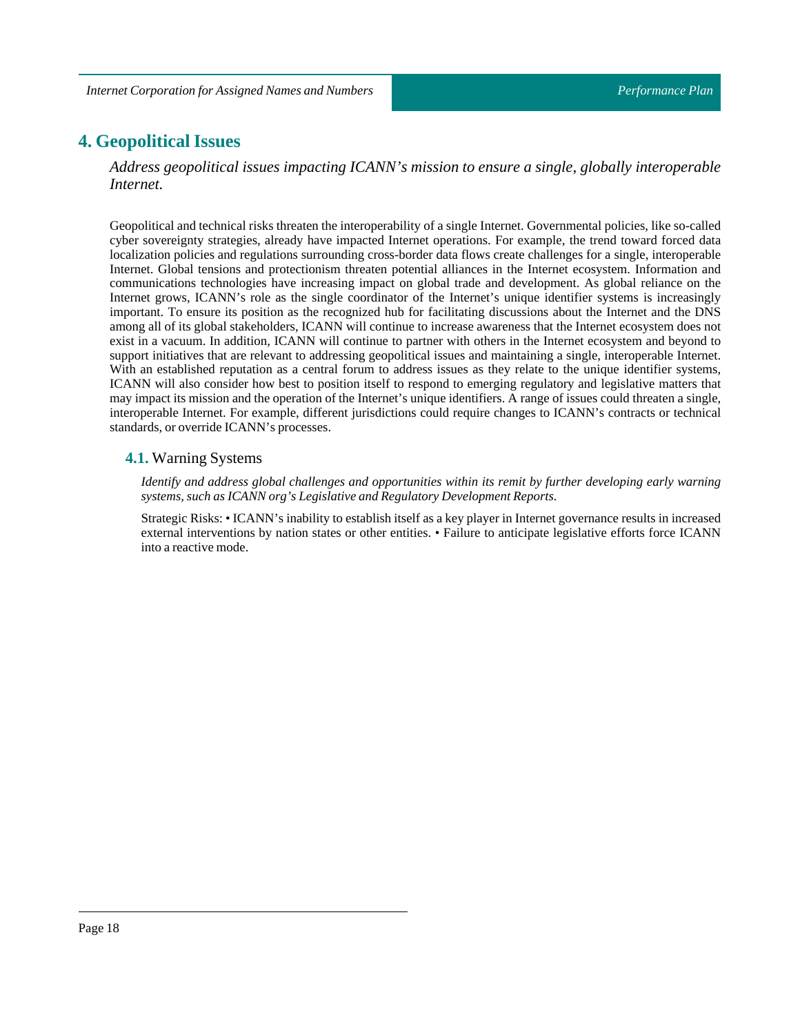## 4. Geopolitical Issues

*Address geopolitical issues impacting ICANN's mission to ensure a single, globally interoperable Internet.*

Geopolitical and technical risks threaten the interoperability of a single Internet. Governmental policies, like so-called cyber sovereignty strategies, already have impacted Internet operations. For example, the trend toward forced data localization policies and regulations surrounding cross-border data flows create challenges for a single, interoperable Internet. Global tensions and protectionism threaten potential alliances in the Internet ecosystem. Information and communications technologies have increasing impact on global trade and development. As global reliance on the Internet grows, ICANN's role as the single coordinator of the Internet's unique identifier systems is increasingly important. To ensure its position as the recognized hub for facilitating discussions about the Internet and the DNS among all of its global stakeholders, ICANN will continue to increase awareness that the Internet ecosystem does not exist in a vacuum. In addition, ICANN will continue to partner with others in the Internet ecosystem and beyond to support initiatives that are relevant to addressing geopolitical issues and maintaining a single, interoperable Internet. With an established reputation as a central forum to address issues as they relate to the unique identifier systems, ICANN will also consider how best to position itself to respond to emerging regulatory and legislative matters that may impact its mission and the operation of the Internet's unique identifiers. A range of issues could threaten a single, interoperable Internet. For example, different jurisdictions could require changes to ICANN's contracts or technical standards, or override ICANN's processes.

### 4.1. Warning Systems

*Identify and address global challenges and opportunities within its remit by further developing early warning systems, such as ICANN org's Legislative and Regulatory Development Reports.*

Strategic Risks: • ICANN's inability to establish itself as a key player in Internet governance results in increased external interventions by nation states or other entities. • Failure to anticipate legislative efforts force ICANN into a reactive mode.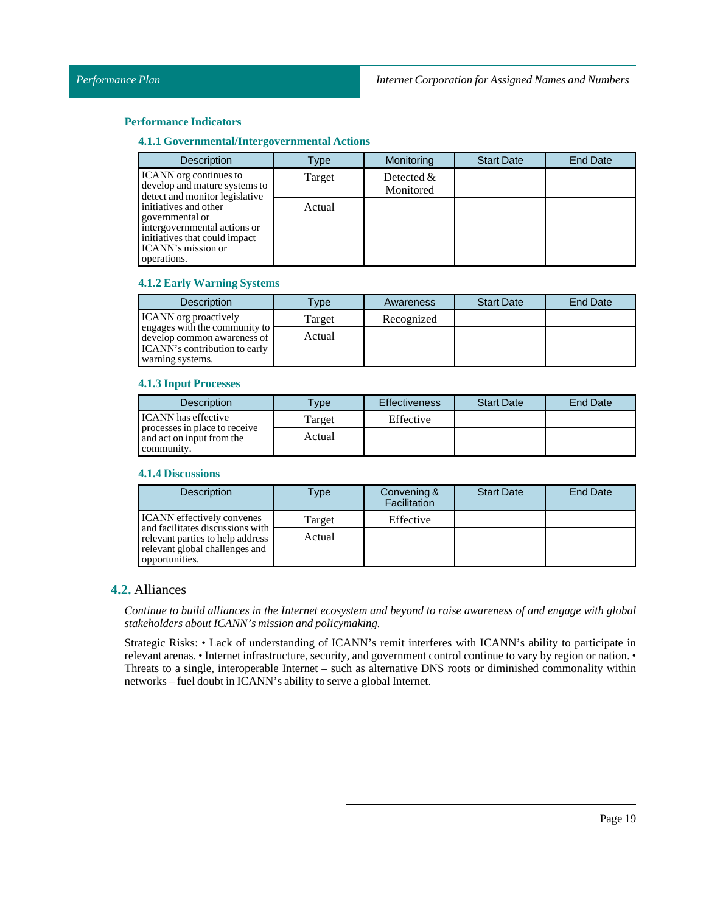### Performance Indicators

#### 4.1.1 Governmental/Intergovernmental Actions

| Description | Type | Monitoring | Start Date | End Date |
|---|---|---|---|---|
| ICANN org continues to develop and mature systems to detect and monitor legislative initiatives and other governmental or intergovernmental actions or initiatives that could impact ICANN's mission or operations. | Target | Detected & Monitored | | |
| | Actual | | | |

#### 4.1.2 Early Warning Systems

| Description | Type | Awareness | Start Date | End Date |
|---|---|---|---|---|
| ICANN org proactively engages with the community to develop common awareness of ICANN's contribution to early warning systems. | Target | Recognized | | |
| | Actual | | | |

#### 4.1.3 Input Processes

| Description | Type | Effectiveness | Start Date | End Date |
|---|---|---|---|---|
| ICANN has effective processes in place to receive and act on input from the community. | Target | Effective | | |
| | Actual | | | |

#### 4.1.4 Discussions

| Description | Type | Convening & Facilitation | Start Date | End Date |
|---|---|---|---|---|
| ICANN effectively convenes and facilitates discussions with relevant parties to help address relevant global challenges and opportunities. | Target | Effective | | |
| | Actual | | | |

## 4.2. Alliances

*Continue to build alliances in the Internet ecosystem and beyond to raise awareness of and engage with global stakeholders about ICANN's mission and policymaking.*

Strategic Risks: • Lack of understanding of ICANN's remit interferes with ICANN's ability to participate in relevant arenas. • Internet infrastructure, security, and government control continue to vary by region or nation. • Threats to a single, interoperable Internet – such as alternative DNS roots or diminished commonality within networks – fuel doubt in ICANN's ability to serve a global Internet.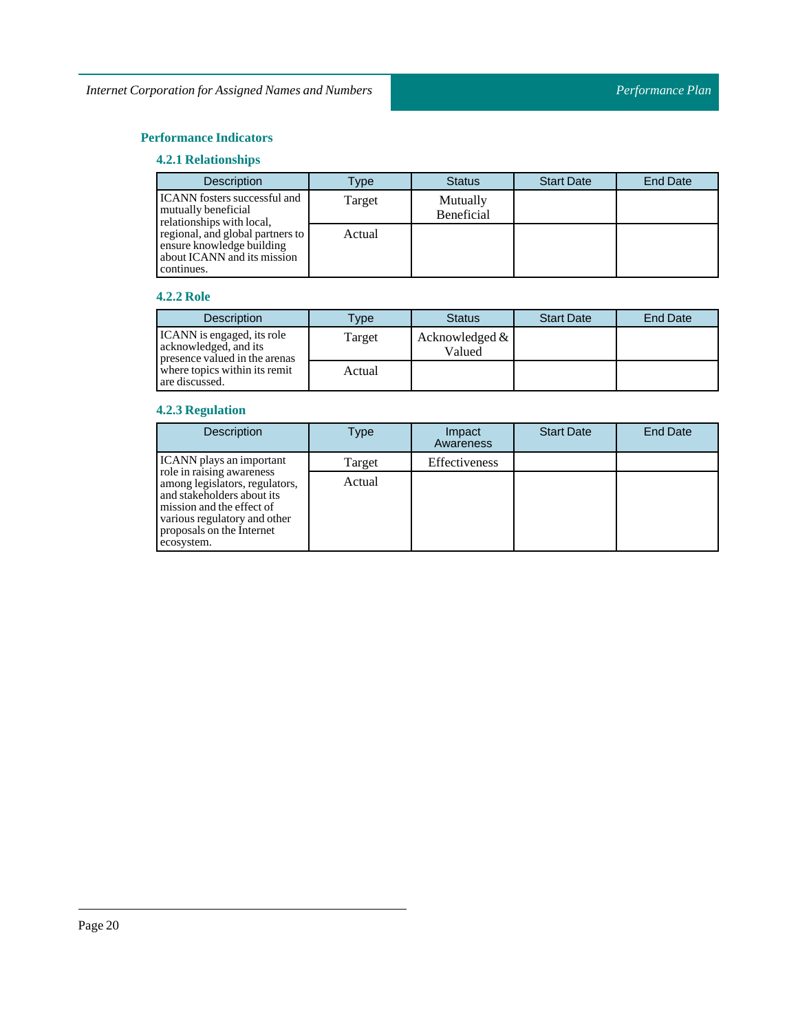## Performance Indicators

### 4.2.1 Relationships

| Description | Type | Status | Start Date | End Date |
|---|---|---|---|---|
| ICANN fosters successful and mutually beneficial relationships with local, regional, and global partners to ensure knowledge building about ICANN and its mission continues. | Target | Mutually Beneficial | | |
| | Actual | | | |

### 4.2.2 Role

| Description | Type | Status | Start Date | End Date |
|---|---|---|---|---|
| ICANN is engaged, its role acknowledged, and its presence valued in the arenas where topics within its remit are discussed. | Target | Acknowledged & Valued | | |
| | Actual | | | |

### 4.2.3 Regulation

| Description | Type | Impact Awareness | Start Date | End Date |
|---|---|---|---|---|
| ICANN plays an important role in raising awareness among legislators, regulators, and stakeholders about its mission and the effect of various regulatory and other proposals on the Internet ecosystem. | Target | Effectiveness | | |
| | Actual | | | |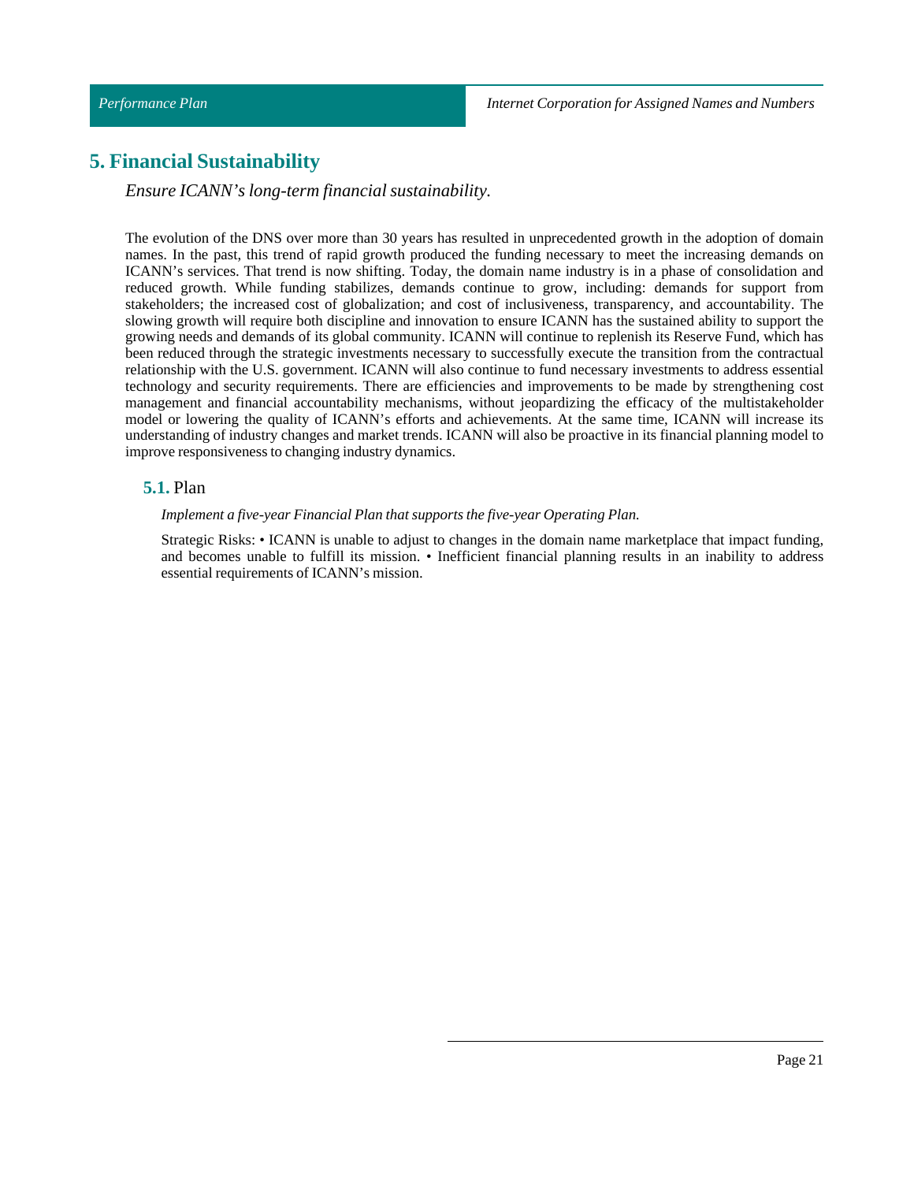## 5. Financial Sustainability

*Ensure ICANN's long-term financial sustainability.*

The evolution of the DNS over more than 30 years has resulted in unprecedented growth in the adoption of domain names. In the past, this trend of rapid growth produced the funding necessary to meet the increasing demands on ICANN's services. That trend is now shifting. Today, the domain name industry is in a phase of consolidation and reduced growth. While funding stabilizes, demands continue to grow, including: demands for support from stakeholders; the increased cost of globalization; and cost of inclusiveness, transparency, and accountability. The slowing growth will require both discipline and innovation to ensure ICANN has the sustained ability to support the growing needs and demands of its global community. ICANN will continue to replenish its Reserve Fund, which has been reduced through the strategic investments necessary to successfully execute the transition from the contractual relationship with the U.S. government. ICANN will also continue to fund necessary investments to address essential technology and security requirements. There are efficiencies and improvements to be made by strengthening cost management and financial accountability mechanisms, without jeopardizing the efficacy of the multistakeholder model or lowering the quality of ICANN's efforts and achievements. At the same time, ICANN will increase its understanding of industry changes and market trends. ICANN will also be proactive in its financial planning model to improve responsiveness to changing industry dynamics.

### 5.1. Plan

*Implement a five-year Financial Plan that supports the five-year Operating Plan.*

Strategic Risks: • ICANN is unable to adjust to changes in the domain name marketplace that impact funding, and becomes unable to fulfill its mission. • Inefficient financial planning results in an inability to address essential requirements of ICANN's mission.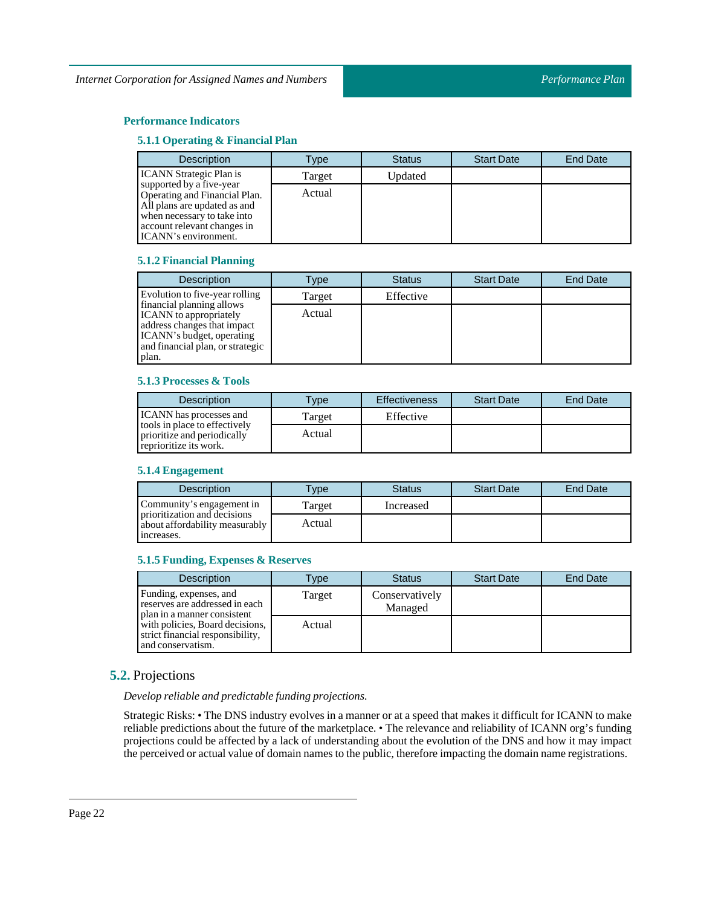### Performance Indicators

#### 5.1.1 Operating & Financial Plan

| Description | Type | Status | Start Date | End Date |
|---|---|---|---|---|
| ICANN Strategic Plan is supported by a five-year Operating and Financial Plan. All plans are updated as and when necessary to take into account relevant changes in ICANN's environment. | Target | Updated | | |
| | Actual | | | |

#### 5.1.2 Financial Planning

| Description | Type | Status | Start Date | End Date |
|---|---|---|---|---|
| Evolution to five-year rolling financial planning allows ICANN to appropriately address changes that impact ICANN's budget, operating and financial plan, or strategic plan. | Target | Effective | | |
| | Actual | | | |

#### 5.1.3 Processes & Tools

| Description | Type | Effectiveness | Start Date | End Date |
|---|---|---|---|---|
| ICANN has processes and tools in place to effectively prioritize and periodically reprioritize its work. | Target | Effective | | |
| | Actual | | | |

#### 5.1.4 Engagement

| Description | Type | Status | Start Date | End Date |
|---|---|---|---|---|
| Community's engagement in prioritization and decisions about affordability measurably increases. | Target | Increased | | |
| | Actual | | | |

#### 5.1.5 Funding, Expenses & Reserves

| Description | Type | Status | Start Date | End Date |
|---|---|---|---|---|
| Funding, expenses, and reserves are addressed in each plan in a manner consistent with policies, Board decisions, strict financial responsibility, and conservatism. | Target | Conservatively Managed | | |
| | Actual | | | |

## 5.2. Projections

*Develop reliable and predictable funding projections.*

Strategic Risks: • The DNS industry evolves in a manner or at a speed that makes it difficult for ICANN to make reliable predictions about the future of the marketplace. • The relevance and reliability of ICANN org's funding projections could be affected by a lack of understanding about the evolution of the DNS and how it may impact the perceived or actual value of domain names to the public, therefore impacting the domain name registrations.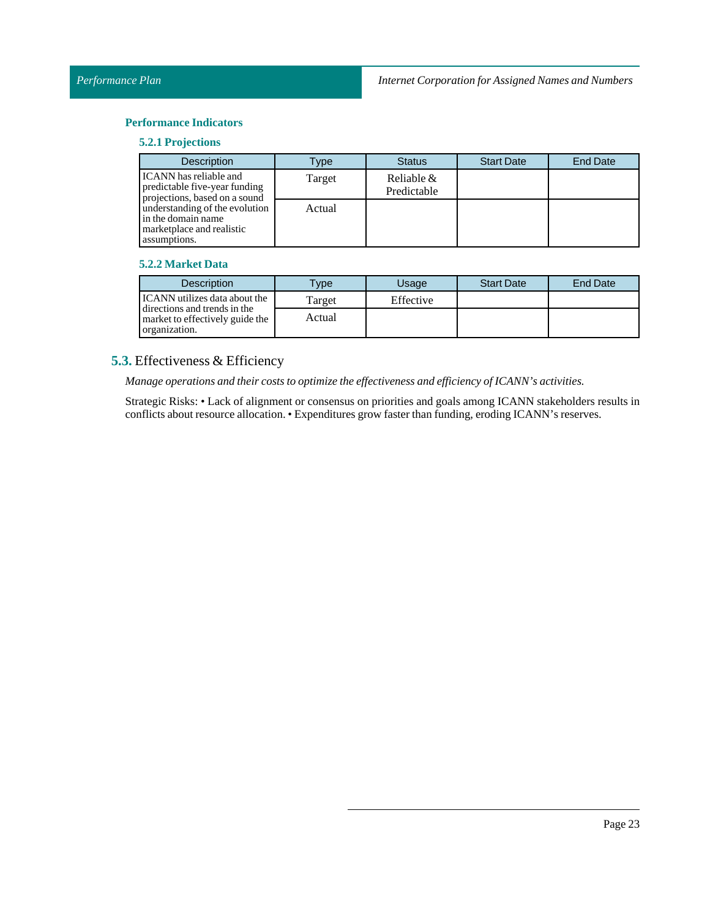### Performance Indicators

#### 5.2.1 Projections

| Description | Type | Status | Start Date | End Date |
|---|---|---|---|---|
| ICANN has reliable and predictable five-year funding projections, based on a sound understanding of the evolution in the domain name marketplace and realistic assumptions. | Target | Reliable & Predictable | | |
| | Actual | | | |

#### 5.2.2 Market Data

| Description | Type | Usage | Start Date | End Date |
|---|---|---|---|---|
| ICANN utilizes data about the directions and trends in the market to effectively guide the organization. | Target | Effective | | |
| | Actual | | | |

## 5.3. Effectiveness & Efficiency

*Manage operations and their costs to optimize the effectiveness and efficiency of ICANN's activities.*

Strategic Risks: • Lack of alignment or consensus on priorities and goals among ICANN stakeholders results in conflicts about resource allocation. • Expenditures grow faster than funding, eroding ICANN's reserves.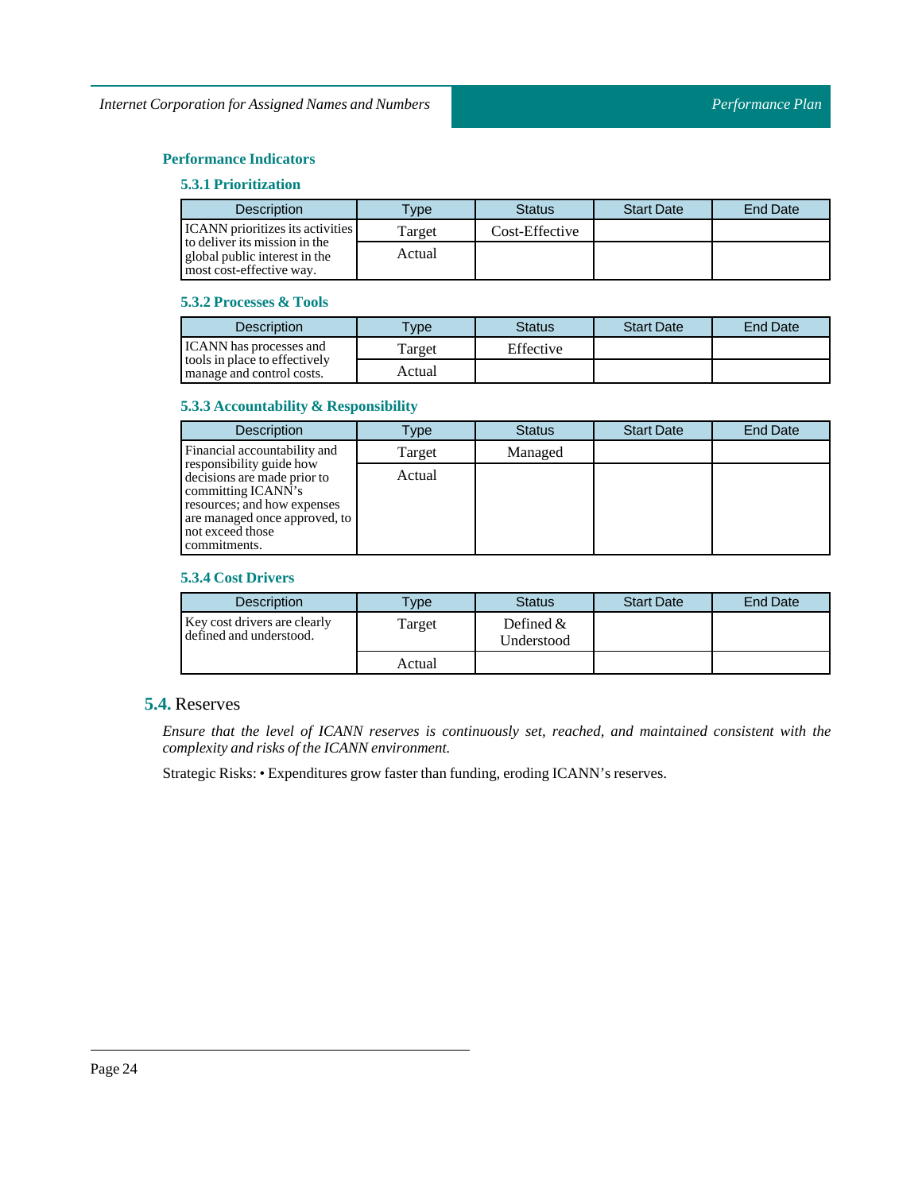### Performance Indicators

#### 5.3.1 Prioritization

| Description | Type | Status | Start Date | End Date |
| --- | --- | --- | --- | --- |
| ICANN prioritizes its activities to deliver its mission in the global public interest in the most cost-effective way. | Target | Cost-Effective | | |
| | Actual | | | |

#### 5.3.2 Processes & Tools

| Description | Type | Status | Start Date | End Date |
| --- | --- | --- | --- | --- |
| ICANN has processes and tools in place to effectively manage and control costs. | Target | Effective | | |
| | Actual | | | |

#### 5.3.3 Accountability & Responsibility

| Description | Type | Status | Start Date | End Date |
| --- | --- | --- | --- | --- |
| Financial accountability and responsibility guide how decisions are made prior to committing ICANN's resources; and how expenses are managed once approved, to not exceed those commitments. | Target | Managed | | |
| | Actual | | | |

#### 5.3.4 Cost Drivers

| Description | Type | Status | Start Date | End Date |
| --- | --- | --- | --- | --- |
| Key cost drivers are clearly defined and understood. | Target | Defined & Understood | | |
| | Actual | | | |

## 5.4. Reserves

*Ensure that the level of ICANN reserves is continuously set, reached, and maintained consistent with the complexity and risks of the ICANN environment.*

Strategic Risks: • Expenditures grow faster than funding, eroding ICANN's reserves.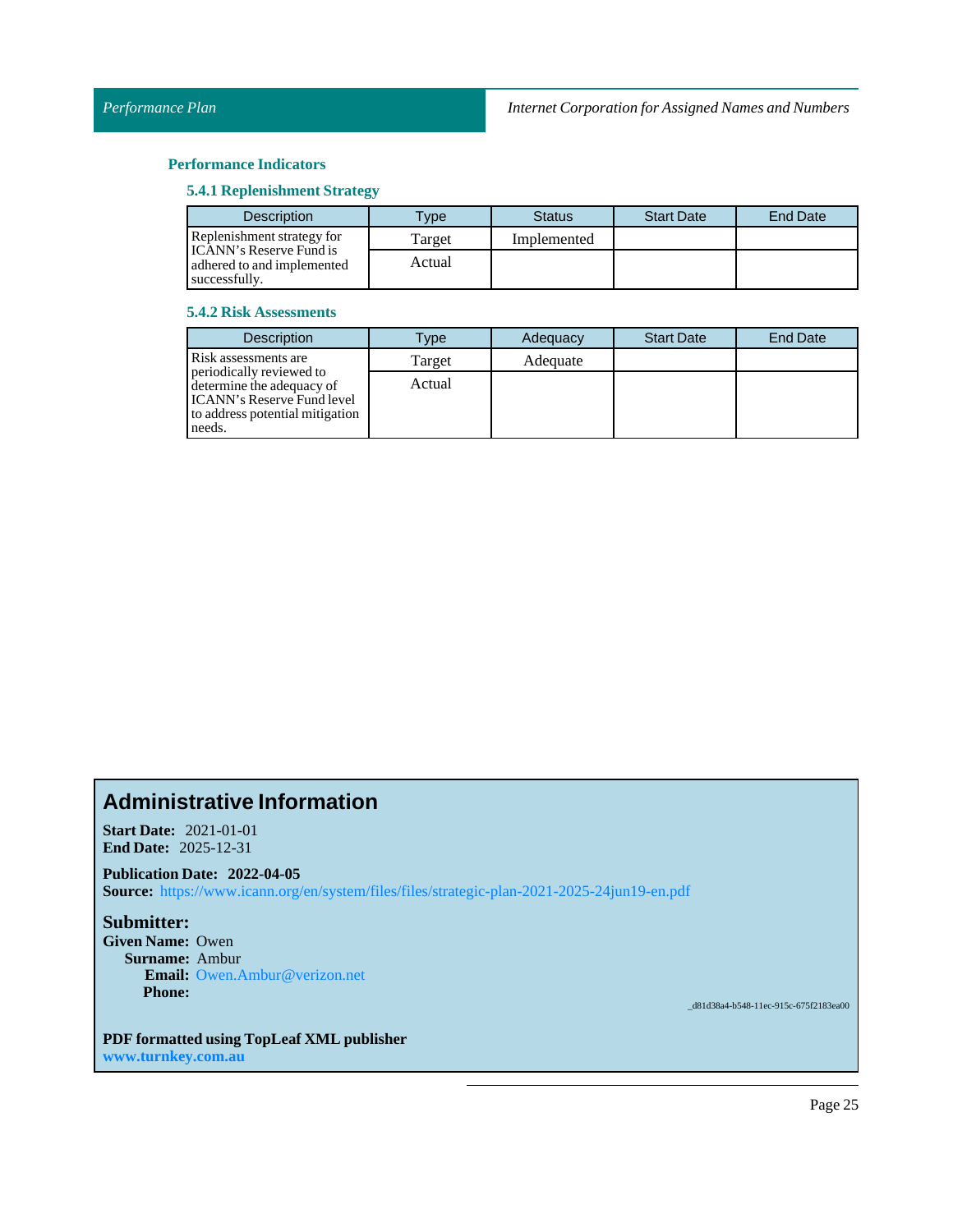### Performance Indicators

#### 5.4.1 Replenishment Strategy

| Description | Type | Status | Start Date | End Date |
|---|---|---|---|---|
| Replenishment strategy for ICANN's Reserve Fund is adhered to and implemented successfully. | Target | Implemented | | |
| | Actual | | | |

#### 5.4.2 Risk Assessments

| Description | Type | Adequacy | Start Date | End Date |
|---|---|---|---|---|
| Risk assessments are periodically reviewed to determine the adequacy of ICANN's Reserve Fund level to address potential mitigation needs. | Target | Adequate | | |
| | Actual | | | |

## Administrative Information

**Start Date:** 2021-01-01
**End Date:** 2025-12-31

**Publication Date:** 2022-04-05
**Source:** https://www.icann.org/en/system/files/files/strategic-plan-2021-2025-24jun19-en.pdf

### Submitter:

**Given Name:** Owen
**Surname:** Ambur
**Email:** Owen.Ambur@verizon.net
**Phone:**

_d81d38a4-b548-11ec-915c-675f2183ea00

**PDF formatted using TopLeaf XML publisher**
**www.turnkey.com.au**